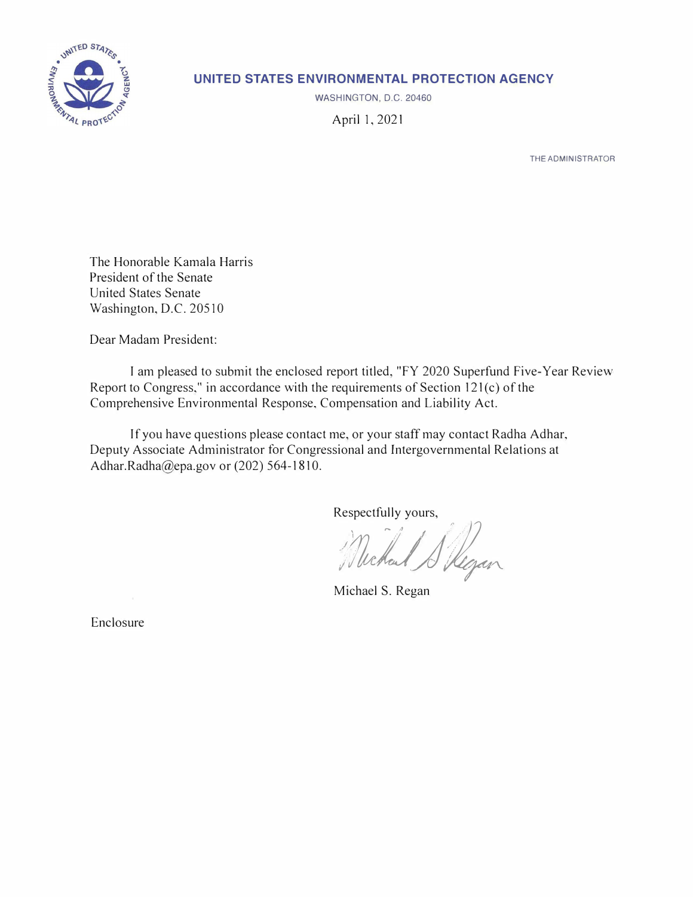**UNITED STATES ENVIRONMENTAL PROTECTION AGENCY**

WASHINGTON, D.C. 20460

April 1, 2021

THE ADMINISTRATOR

The Honorable Kamala Harris
President of the Senate
United States Senate
Washington, D.C. 20510

Dear Madam President:

I am pleased to submit the enclosed report titled, "FY 2020 Superfund Five-Year Review Report to Congress," in accordance with the requirements of Section 121(c) of the Comprehensive Environmental Response, Compensation and Liability Act.

If you have questions please contact me, or your staff may contact Radha Adhar, Deputy Associate Administrator for Congressional and Intergovernmental Relations at Adhar.Radha@epa.gov or (202) 564-1810.

Respectfully yours,

Michael S. Regan

Enclosure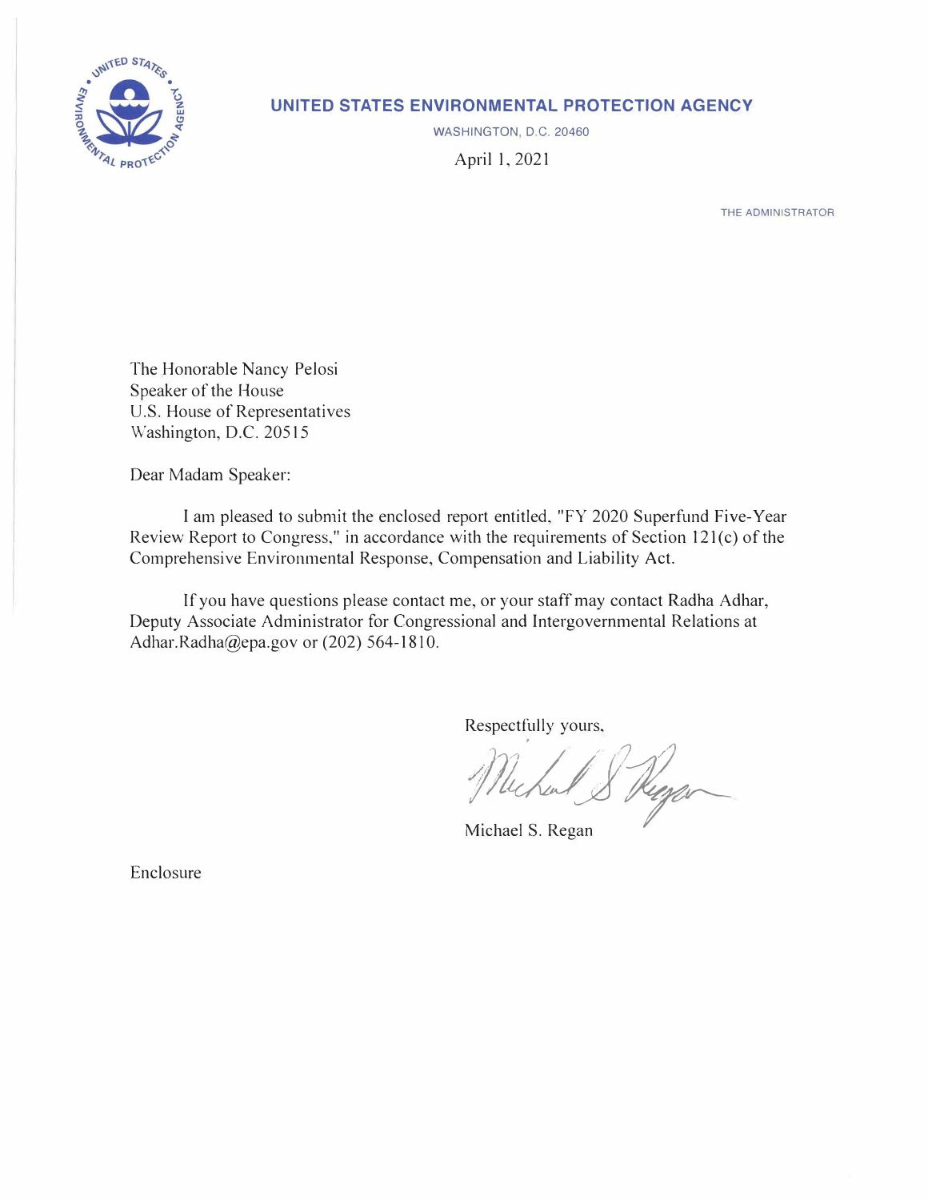**UNITED STATES ENVIRONMENTAL PROTECTION AGENCY**

WASHINGTON, D.C. 20460

April 1, 2021

THE ADMINISTRATOR

The Honorable Nancy Pelosi
Speaker of the House
U.S. House of Representatives
Washington, D.C. 20515

Dear Madam Speaker:

I am pleased to submit the enclosed report entitled, "FY 2020 Superfund Five-Year Review Report to Congress," in accordance with the requirements of Section 121(c) of the Comprehensive Environmental Response, Compensation and Liability Act.

If you have questions please contact me, or your staff may contact Radha Adhar, Deputy Associate Administrator for Congressional and Intergovernmental Relations at Adhar.Radha@epa.gov or (202) 564-1810.

Respectfully yours,

Michael S. Regan

Enclosure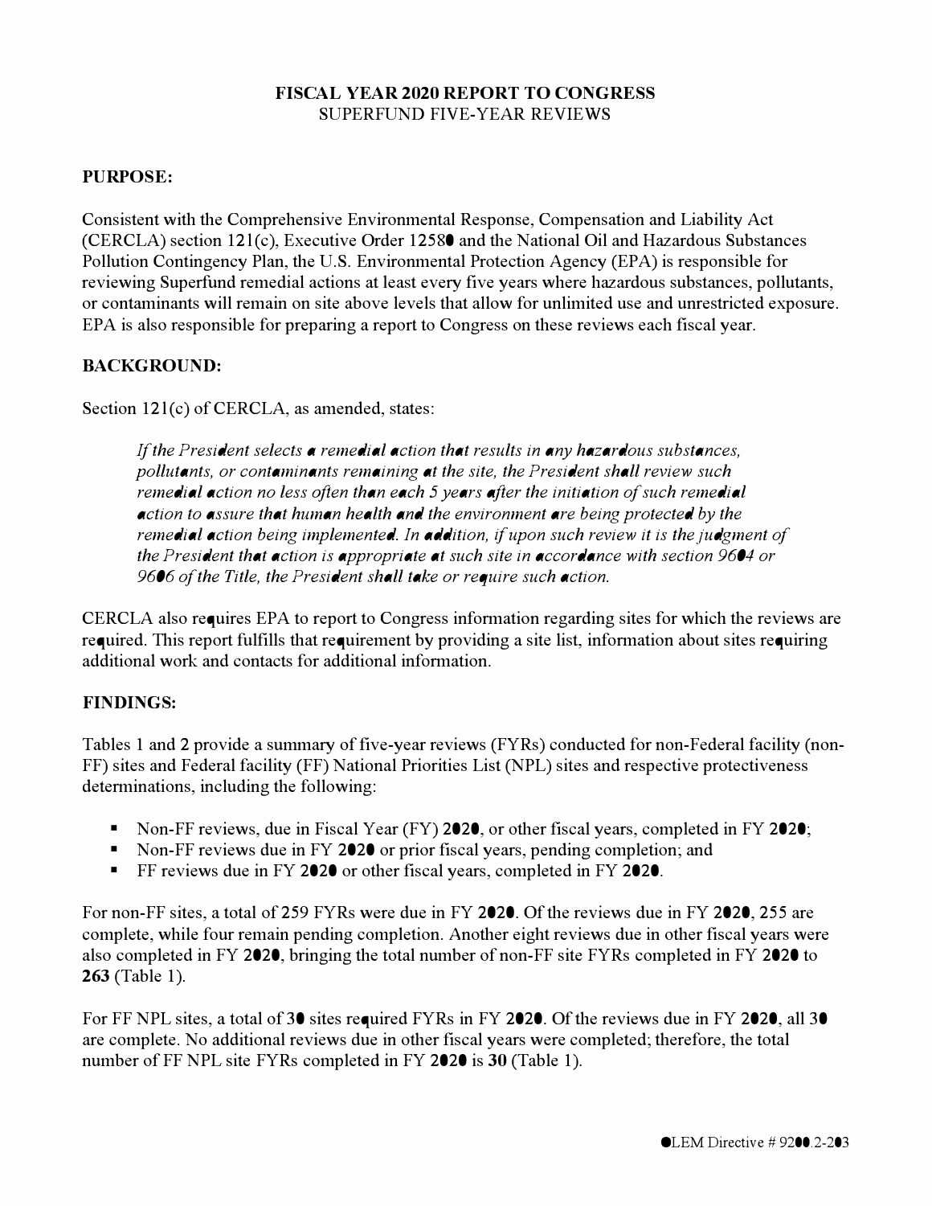**FISCAL YEAR 2020 REPORT TO CONGRESS**
SUPERFUND FIVE-YEAR REVIEWS

## PURPOSE:

Consistent with the Comprehensive Environmental Response, Compensation and Liability Act (CERCLA) section 121(c), Executive Order 12580 and the National Oil and Hazardous Substances Pollution Contingency Plan, the U.S. Environmental Protection Agency (EPA) is responsible for reviewing Superfund remedial actions at least every five years where hazardous substances, pollutants, or contaminants will remain on site above levels that allow for unlimited use and unrestricted exposure. EPA is also responsible for preparing a report to Congress on these reviews each fiscal year.

## BACKGROUND:

Section 121(c) of CERCLA, as amended, states:

> *If the President selects a remedial action that results in any hazardous substances, pollutants, or contaminants remaining at the site, the President shall review such remedial action no less often than each 5 years after the initiation of such remedial action to assure that human health and the environment are being protected by the remedial action being implemented. In addition, if upon such review it is the judgment of the President that action is appropriate at such site in accordance with section 9604 or 9606 of the Title, the President shall take or require such action.*

CERCLA also requires EPA to report to Congress information regarding sites for which the reviews are required. This report fulfills that requirement by providing a site list, information about sites requiring additional work and contacts for additional information.

## FINDINGS:

Tables 1 and 2 provide a summary of five-year reviews (FYRs) conducted for non-Federal facility (non-FF) sites and Federal facility (FF) National Priorities List (NPL) sites and respective protectiveness determinations, including the following:

- Non-FF reviews, due in Fiscal Year (FY) **2020**, or other fiscal years, completed in FY **2020**;
- Non-FF reviews due in FY **2020** or prior fiscal years, pending completion; and
- FF reviews due in FY **2020** or other fiscal years, completed in FY **2020**.

For non-FF sites, a total of 259 FYRs were due in FY **2020**. Of the reviews due in FY **2020**, 255 are complete, while four remain pending completion. Another eight reviews due in other fiscal years were also completed in FY **2020**, bringing the total number of non-FF site FYRs completed in FY **2020** to **263** (Table 1).

For FF NPL sites, a total of 30 sites required FYRs in FY **2020**. Of the reviews due in FY **2020**, all 30 are complete. No additional reviews due in other fiscal years were completed; therefore, the total number of FF NPL site FYRs completed in FY **2020** is **30** (Table 1).

OLEM Directive # 9200.2-203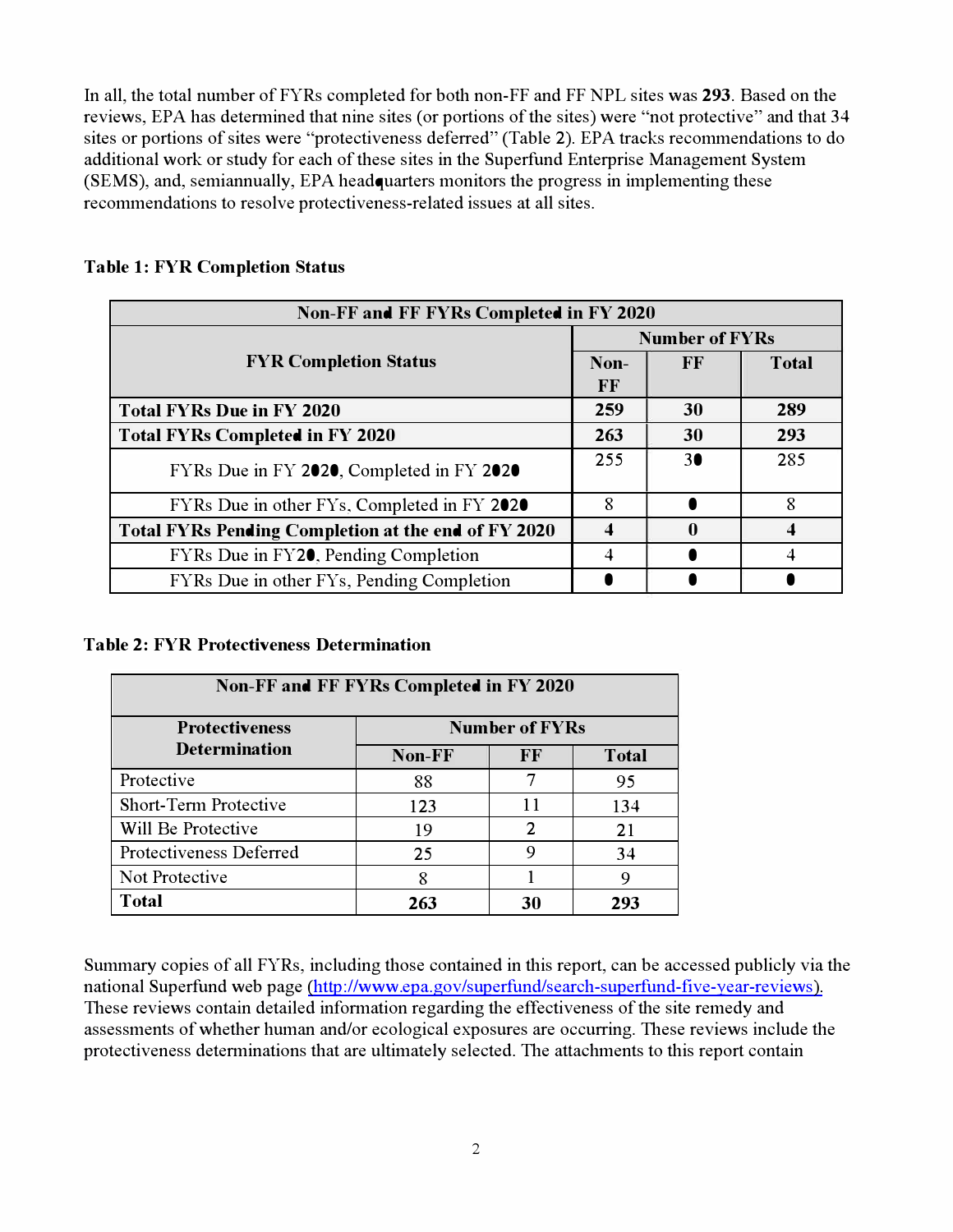In all, the total number of FYRs completed for both non-FF and FF NPL sites was **293**. Based on the reviews, EPA has determined that nine sites (or portions of the sites) were "not protective" and that 34 sites or portions of sites were "protectiveness deferred" (Table 2). EPA tracks recommendations to do additional work or study for each of these sites in the Superfund Enterprise Management System (SEMS), and, semiannually, EPA headquarters monitors the progress in implementing these recommendations to resolve protectiveness-related issues at all sites.

**Table 1: FYR Completion Status**

| Non-FF and FF FYRs Completed in FY 2020 | | | |
|---|---|---|---|
| **FYR Completion Status** | **Number of FYRs** | | |
| | **Non-FF** | **FF** | **Total** |
| **Total FYRs Due in FY 2020** | **259** | **30** | **289** |
| **Total FYRs Completed in FY 2020** | **263** | **30** | **293** |
| FYRs Due in FY 2020, Completed in FY 2020 | 255 | 30 | 285 |
| FYRs Due in other FYs, Completed in FY 2020 | 8 | 0 | 8 |
| **Total FYRs Pending Completion at the end of FY 2020** | **4** | **0** | **4** |
| FYRs Due in FY20, Pending Completion | 4 | 0 | 4 |
| FYRs Due in other FYs, Pending Completion | 0 | 0 | 0 |

**Table 2: FYR Protectiveness Determination**

| Non-FF and FF FYRs Completed in FY 2020 | | | |
|---|---|---|---|
| **Protectiveness Determination** | **Number of FYRs** | | |
| | **Non-FF** | **FF** | **Total** |
| Protective | 88 | 7 | 95 |
| Short-Term Protective | 123 | 11 | 134 |
| Will Be Protective | 19 | 2 | 21 |
| Protectiveness Deferred | 25 | 9 | 34 |
| Not Protective | 8 | 1 | 9 |
| **Total** | **263** | **30** | **293** |

Summary copies of all FYRs, including those contained in this report, can be accessed publicly via the national Superfund web page (http://www.epa.gov/superfund/search-superfund-five-year-reviews). These reviews contain detailed information regarding the effectiveness of the site remedy and assessments of whether human and/or ecological exposures are occurring. These reviews include the protectiveness determinations that are ultimately selected. The attachments to this report contain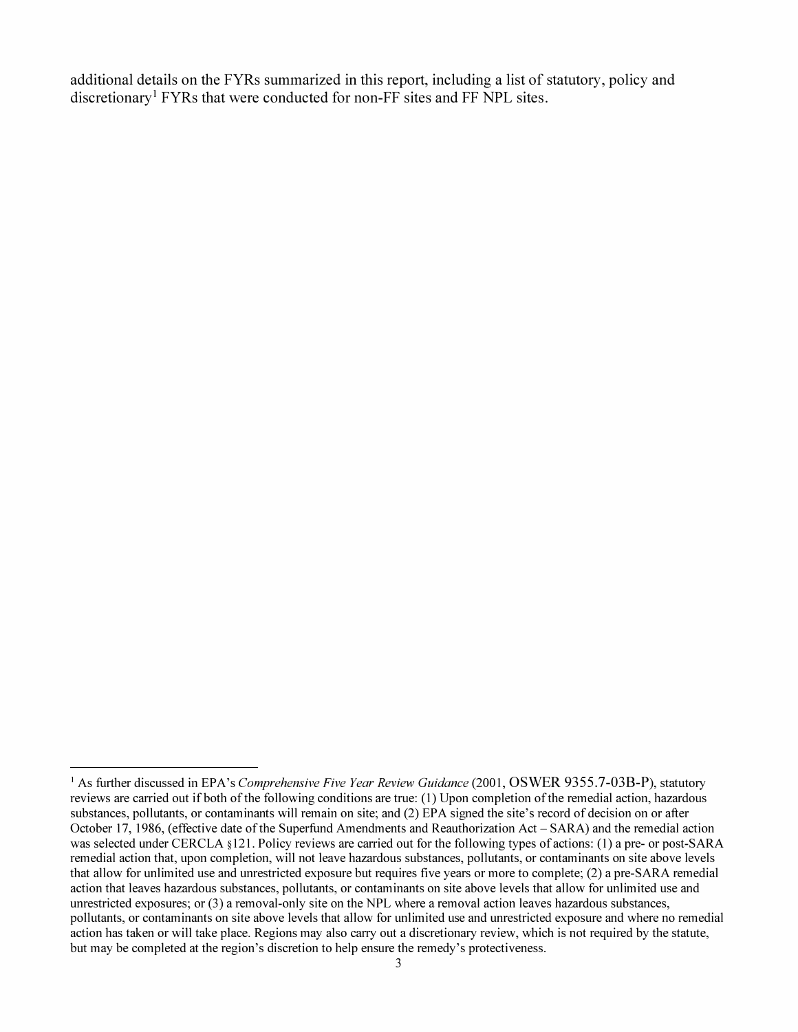additional details on the FYRs summarized in this report, including a list of statutory, policy and discretionary[1] FYRs that were conducted for non-FF sites and FF NPL sites.

---

[1] As further discussed in EPA's *Comprehensive Five Year Review Guidance* (2001, OSWER 9355.7-03B-P), statutory reviews are carried out if both of the following conditions are true: (1) Upon completion of the remedial action, hazardous substances, pollutants, or contaminants will remain on site; and (2) EPA signed the site's record of decision on or after October 17, 1986, (effective date of the Superfund Amendments and Reauthorization Act – SARA) and the remedial action was selected under CERCLA §121. Policy reviews are carried out for the following types of actions: (1) a pre- or post-SARA remedial action that, upon completion, will not leave hazardous substances, pollutants, or contaminants on site above levels that allow for unlimited use and unrestricted exposure but requires five years or more to complete; (2) a pre-SARA remedial action that leaves hazardous substances, pollutants, or contaminants on site above levels that allow for unlimited use and unrestricted exposures; or (3) a removal-only site on the NPL where a removal action leaves hazardous substances, pollutants, or contaminants on site above levels that allow for unlimited use and unrestricted exposure and where no remedial action has taken or will take place. Regions may also carry out a discretionary review, which is not required by the statute, but may be completed at the region's discretion to help ensure the remedy's protectiveness.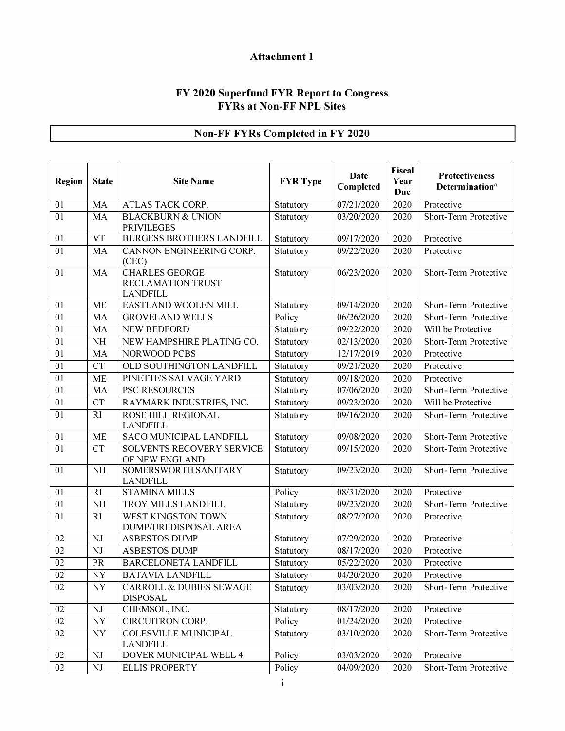# Attachment 1

## FY 2020 Superfund FYR Report to Congress
## FYRs at Non-FF NPL Sites

### Non-FF FYRs Completed in FY 2020

| Region | State | Site Name | FYR Type | Date Completed | Fiscal Year Due | Protectiveness Determination[a] |
|---|---|---|---|---|---|---|
| 01 | MA | ATLAS TACK CORP. | Statutory | 07/21/2020 | 2020 | Protective |
| 01 | MA | BLACKBURN & UNION PRIVILEGES | Statutory | 03/20/2020 | 2020 | Short-Term Protective |
| 01 | VT | BURGESS BROTHERS LANDFILL | Statutory | 09/17/2020 | 2020 | Protective |
| 01 | MA | CANNON ENGINEERING CORP. (CEC) | Statutory | 09/22/2020 | 2020 | Protective |
| 01 | MA | CHARLES GEORGE RECLAMATION TRUST LANDFILL | Statutory | 06/23/2020 | 2020 | Short-Term Protective |
| 01 | ME | EASTLAND WOOLEN MILL | Statutory | 09/14/2020 | 2020 | Short-Term Protective |
| 01 | MA | GROVELAND WELLS | Policy | 06/26/2020 | 2020 | Short-Term Protective |
| 01 | MA | NEW BEDFORD | Statutory | 09/22/2020 | 2020 | Will be Protective |
| 01 | NH | NEW HAMPSHIRE PLATING CO. | Statutory | 02/13/2020 | 2020 | Short-Term Protective |
| 01 | MA | NORWOOD PCBS | Statutory | 12/17/2019 | 2020 | Protective |
| 01 | CT | OLD SOUTHINGTON LANDFILL | Statutory | 09/21/2020 | 2020 | Protective |
| 01 | ME | PINETTE'S SALVAGE YARD | Statutory | 09/18/2020 | 2020 | Protective |
| 01 | MA | PSC RESOURCES | Statutory | 07/06/2020 | 2020 | Short-Term Protective |
| 01 | CT | RAYMARK INDUSTRIES, INC. | Statutory | 09/23/2020 | 2020 | Will be Protective |
| 01 | RI | ROSE HILL REGIONAL LANDFILL | Statutory | 09/16/2020 | 2020 | Short-Term Protective |
| 01 | ME | SACO MUNICIPAL LANDFILL | Statutory | 09/08/2020 | 2020 | Short-Term Protective |
| 01 | CT | SOLVENTS RECOVERY SERVICE OF NEW ENGLAND | Statutory | 09/15/2020 | 2020 | Short-Term Protective |
| 01 | NH | SOMERSWORTH SANITARY LANDFILL | Statutory | 09/23/2020 | 2020 | Short-Term Protective |
| 01 | RI | STAMINA MILLS | Policy | 08/31/2020 | 2020 | Protective |
| 01 | NH | TROY MILLS LANDFILL | Statutory | 09/23/2020 | 2020 | Short-Term Protective |
| 01 | RI | WEST KINGSTON TOWN DUMP/URI DISPOSAL AREA | Statutory | 08/27/2020 | 2020 | Protective |
| 02 | NJ | ASBESTOS DUMP | Statutory | 07/29/2020 | 2020 | Protective |
| 02 | NJ | ASBESTOS DUMP | Statutory | 08/17/2020 | 2020 | Protective |
| 02 | PR | BARCELONETA LANDFILL | Statutory | 05/22/2020 | 2020 | Protective |
| 02 | NY | BATAVIA LANDFILL | Statutory | 04/20/2020 | 2020 | Protective |
| 02 | NY | CARROLL & DUBIES SEWAGE DISPOSAL | Statutory | 03/03/2020 | 2020 | Short-Term Protective |
| 02 | NJ | CHEMSOL, INC. | Statutory | 08/17/2020 | 2020 | Protective |
| 02 | NY | CIRCUITRON CORP. | Policy | 01/24/2020 | 2020 | Protective |
| 02 | NY | COLESVILLE MUNICIPAL LANDFILL | Statutory | 03/10/2020 | 2020 | Short-Term Protective |
| 02 | NJ | DOVER MUNICIPAL WELL 4 | Policy | 03/03/2020 | 2020 | Protective |
| 02 | NJ | ELLIS PROPERTY | Policy | 04/09/2020 | 2020 | Short-Term Protective |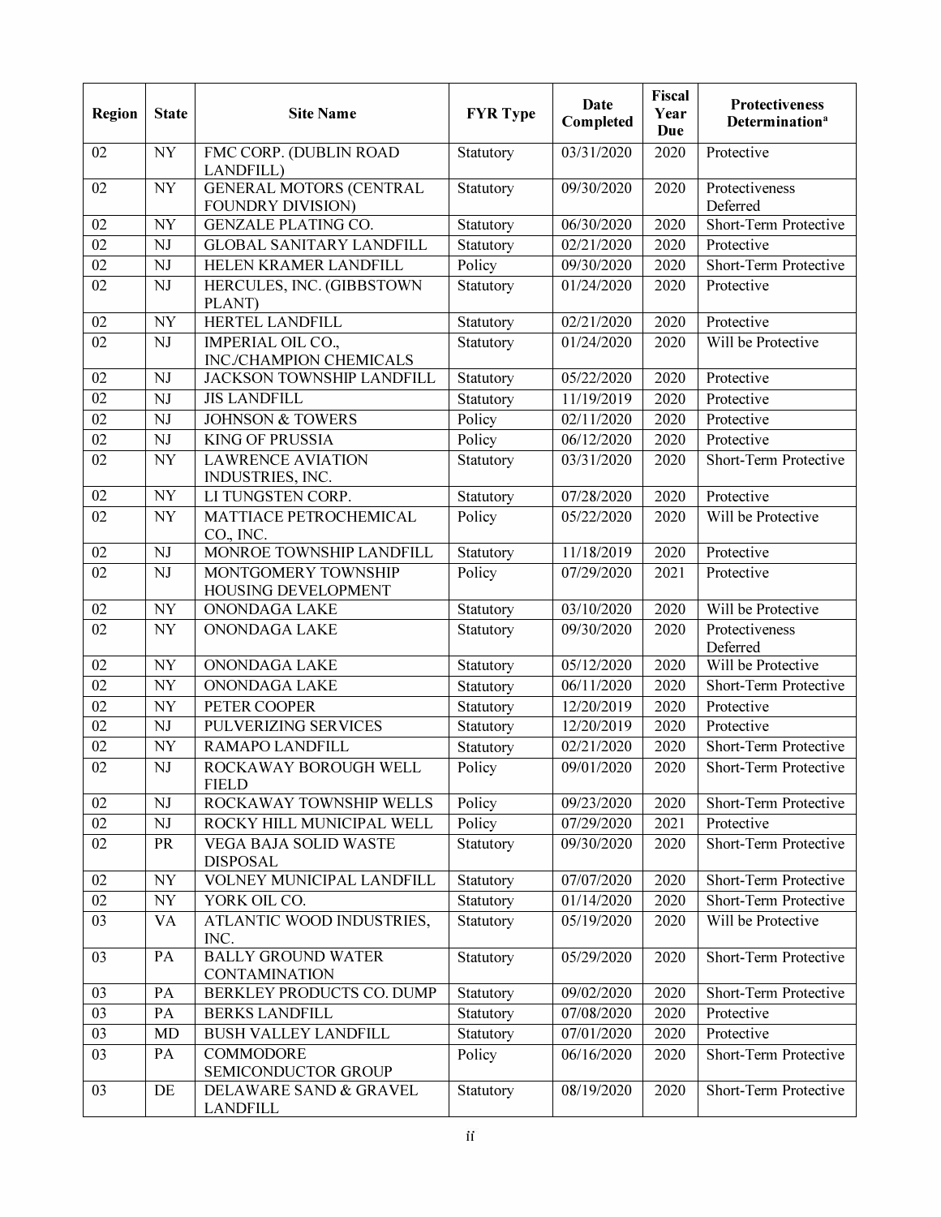| Region | State | Site Name | FYR Type | Date Completed | Fiscal Year Due | Protectiveness Determination[a] |
|---|---|---|---|---|---|---|
| 02 | NY | FMC CORP. (DUBLIN ROAD LANDFILL) | Statutory | 03/31/2020 | 2020 | Protective |
| 02 | NY | GENERAL MOTORS (CENTRAL FOUNDRY DIVISION) | Statutory | 09/30/2020 | 2020 | Protectiveness Deferred |
| 02 | NY | GENZALE PLATING CO. | Statutory | 06/30/2020 | 2020 | Short-Term Protective |
| 02 | NJ | GLOBAL SANITARY LANDFILL | Statutory | 02/21/2020 | 2020 | Protective |
| 02 | NJ | HELEN KRAMER LANDFILL | Policy | 09/30/2020 | 2020 | Short-Term Protective |
| 02 | NJ | HERCULES, INC. (GIBBSTOWN PLANT) | Statutory | 01/24/2020 | 2020 | Protective |
| 02 | NY | HERTEL LANDFILL | Statutory | 02/21/2020 | 2020 | Protective |
| 02 | NJ | IMPERIAL OIL CO., INC./CHAMPION CHEMICALS | Statutory | 01/24/2020 | 2020 | Will be Protective |
| 02 | NJ | JACKSON TOWNSHIP LANDFILL | Statutory | 05/22/2020 | 2020 | Protective |
| 02 | NJ | JIS LANDFILL | Statutory | 11/19/2019 | 2020 | Protective |
| 02 | NJ | JOHNSON & TOWERS | Policy | 02/11/2020 | 2020 | Protective |
| 02 | NJ | KING OF PRUSSIA | Policy | 06/12/2020 | 2020 | Protective |
| 02 | NY | LAWRENCE AVIATION INDUSTRIES, INC. | Statutory | 03/31/2020 | 2020 | Short-Term Protective |
| 02 | NY | LI TUNGSTEN CORP. | Statutory | 07/28/2020 | 2020 | Protective |
| 02 | NY | MATTIACE PETROCHEMICAL CO., INC. | Policy | 05/22/2020 | 2020 | Will be Protective |
| 02 | NJ | MONROE TOWNSHIP LANDFILL | Statutory | 11/18/2019 | 2020 | Protective |
| 02 | NJ | MONTGOMERY TOWNSHIP HOUSING DEVELOPMENT | Policy | 07/29/2020 | 2021 | Protective |
| 02 | NY | ONONDAGA LAKE | Statutory | 03/10/2020 | 2020 | Will be Protective |
| 02 | NY | ONONDAGA LAKE | Statutory | 09/30/2020 | 2020 | Protectiveness Deferred |
| 02 | NY | ONONDAGA LAKE | Statutory | 05/12/2020 | 2020 | Will be Protective |
| 02 | NY | ONONDAGA LAKE | Statutory | 06/11/2020 | 2020 | Short-Term Protective |
| 02 | NY | PETER COOPER | Statutory | 12/20/2019 | 2020 | Protective |
| 02 | NJ | PULVERIZING SERVICES | Statutory | 12/20/2019 | 2020 | Protective |
| 02 | NY | RAMAPO LANDFILL | Statutory | 02/21/2020 | 2020 | Short-Term Protective |
| 02 | NJ | ROCKAWAY BOROUGH WELL FIELD | Policy | 09/01/2020 | 2020 | Short-Term Protective |
| 02 | NJ | ROCKAWAY TOWNSHIP WELLS | Policy | 09/23/2020 | 2020 | Short-Term Protective |
| 02 | NJ | ROCKY HILL MUNICIPAL WELL | Policy | 07/29/2020 | 2021 | Protective |
| 02 | PR | VEGA BAJA SOLID WASTE DISPOSAL | Statutory | 09/30/2020 | 2020 | Short-Term Protective |
| 02 | NY | VOLNEY MUNICIPAL LANDFILL | Statutory | 07/07/2020 | 2020 | Short-Term Protective |
| 02 | NY | YORK OIL CO. | Statutory | 01/14/2020 | 2020 | Short-Term Protective |
| 03 | VA | ATLANTIC WOOD INDUSTRIES, INC. | Statutory | 05/19/2020 | 2020 | Will be Protective |
| 03 | PA | BALLY GROUND WATER CONTAMINATION | Statutory | 05/29/2020 | 2020 | Short-Term Protective |
| 03 | PA | BERKLEY PRODUCTS CO. DUMP | Statutory | 09/02/2020 | 2020 | Short-Term Protective |
| 03 | PA | BERKS LANDFILL | Statutory | 07/08/2020 | 2020 | Protective |
| 03 | MD | BUSH VALLEY LANDFILL | Statutory | 07/01/2020 | 2020 | Protective |
| 03 | PA | COMMODORE SEMICONDUCTOR GROUP | Policy | 06/16/2020 | 2020 | Short-Term Protective |
| 03 | DE | DELAWARE SAND & GRAVEL LANDFILL | Statutory | 08/19/2020 | 2020 | Short-Term Protective |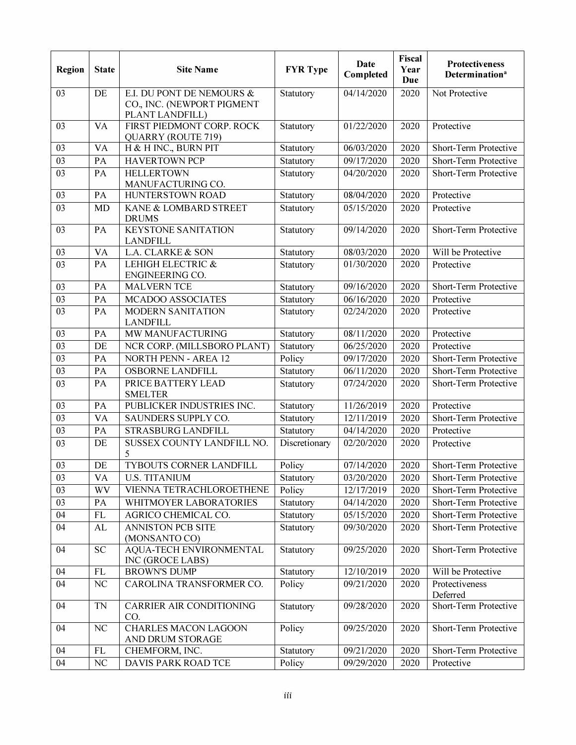| Region | State | Site Name | FYR Type | Date Completed | Fiscal Year Due | Protectiveness Determination[a] |
|---|---|---|---|---|---|---|
| 03 | DE | E.I. DU PONT DE NEMOURS & CO., INC. (NEWPORT PIGMENT PLANT LANDFILL) | Statutory | 04/14/2020 | 2020 | Not Protective |
| 03 | VA | FIRST PIEDMONT CORP. ROCK QUARRY (ROUTE 719) | Statutory | 01/22/2020 | 2020 | Protective |
| 03 | VA | H & H INC., BURN PIT | Statutory | 06/03/2020 | 2020 | Short-Term Protective |
| 03 | PA | HAVERTOWN PCP | Statutory | 09/17/2020 | 2020 | Short-Term Protective |
| 03 | PA | HELLERTOWN MANUFACTURING CO. | Statutory | 04/20/2020 | 2020 | Short-Term Protective |
| 03 | PA | HUNTERSTOWN ROAD | Statutory | 08/04/2020 | 2020 | Protective |
| 03 | MD | KANE & LOMBARD STREET DRUMS | Statutory | 05/15/2020 | 2020 | Protective |
| 03 | PA | KEYSTONE SANITATION LANDFILL | Statutory | 09/14/2020 | 2020 | Short-Term Protective |
| 03 | VA | L.A. CLARKE & SON | Statutory | 08/03/2020 | 2020 | Will be Protective |
| 03 | PA | LEHIGH ELECTRIC & ENGINEERING CO. | Statutory | 01/30/2020 | 2020 | Protective |
| 03 | PA | MALVERN TCE | Statutory | 09/16/2020 | 2020 | Short-Term Protective |
| 03 | PA | MCADOO ASSOCIATES | Statutory | 06/16/2020 | 2020 | Protective |
| 03 | PA | MODERN SANITATION LANDFILL | Statutory | 02/24/2020 | 2020 | Protective |
| 03 | PA | MW MANUFACTURING | Statutory | 08/11/2020 | 2020 | Protective |
| 03 | DE | NCR CORP. (MILLSBORO PLANT) | Statutory | 06/25/2020 | 2020 | Protective |
| 03 | PA | NORTH PENN - AREA 12 | Policy | 09/17/2020 | 2020 | Short-Term Protective |
| 03 | PA | OSBORNE LANDFILL | Statutory | 06/11/2020 | 2020 | Short-Term Protective |
| 03 | PA | PRICE BATTERY LEAD SMELTER | Statutory | 07/24/2020 | 2020 | Short-Term Protective |
| 03 | PA | PUBLICKER INDUSTRIES INC. | Statutory | 11/26/2019 | 2020 | Protective |
| 03 | VA | SAUNDERS SUPPLY CO. | Statutory | 12/11/2019 | 2020 | Short-Term Protective |
| 03 | PA | STRASBURG LANDFILL | Statutory | 04/14/2020 | 2020 | Protective |
| 03 | DE | SUSSEX COUNTY LANDFILL NO. 5 | Discretionary | 02/20/2020 | 2020 | Protective |
| 03 | DE | TYBOUTS CORNER LANDFILL | Policy | 07/14/2020 | 2020 | Short-Term Protective |
| 03 | VA | U.S. TITANIUM | Statutory | 03/20/2020 | 2020 | Short-Term Protective |
| 03 | WV | VIENNA TETRACHLOROETHENE | Policy | 12/17/2019 | 2020 | Short-Term Protective |
| 03 | PA | WHITMOYER LABORATORIES | Statutory | 04/14/2020 | 2020 | Short-Term Protective |
| 04 | FL | AGRICO CHEMICAL CO. | Statutory | 05/15/2020 | 2020 | Short-Term Protective |
| 04 | AL | ANNISTON PCB SITE (MONSANTO CO) | Statutory | 09/30/2020 | 2020 | Short-Term Protective |
| 04 | SC | AQUA-TECH ENVIRONMENTAL INC (GROCE LABS) | Statutory | 09/25/2020 | 2020 | Short-Term Protective |
| 04 | FL | BROWN'S DUMP | Statutory | 12/10/2019 | 2020 | Will be Protective |
| 04 | NC | CAROLINA TRANSFORMER CO. | Policy | 09/21/2020 | 2020 | Protectiveness Deferred |
| 04 | TN | CARRIER AIR CONDITIONING CO. | Statutory | 09/28/2020 | 2020 | Short-Term Protective |
| 04 | NC | CHARLES MACON LAGOON AND DRUM STORAGE | Policy | 09/25/2020 | 2020 | Short-Term Protective |
| 04 | FL | CHEMFORM, INC. | Statutory | 09/21/2020 | 2020 | Short-Term Protective |
| 04 | NC | DAVIS PARK ROAD TCE | Policy | 09/29/2020 | 2020 | Protective |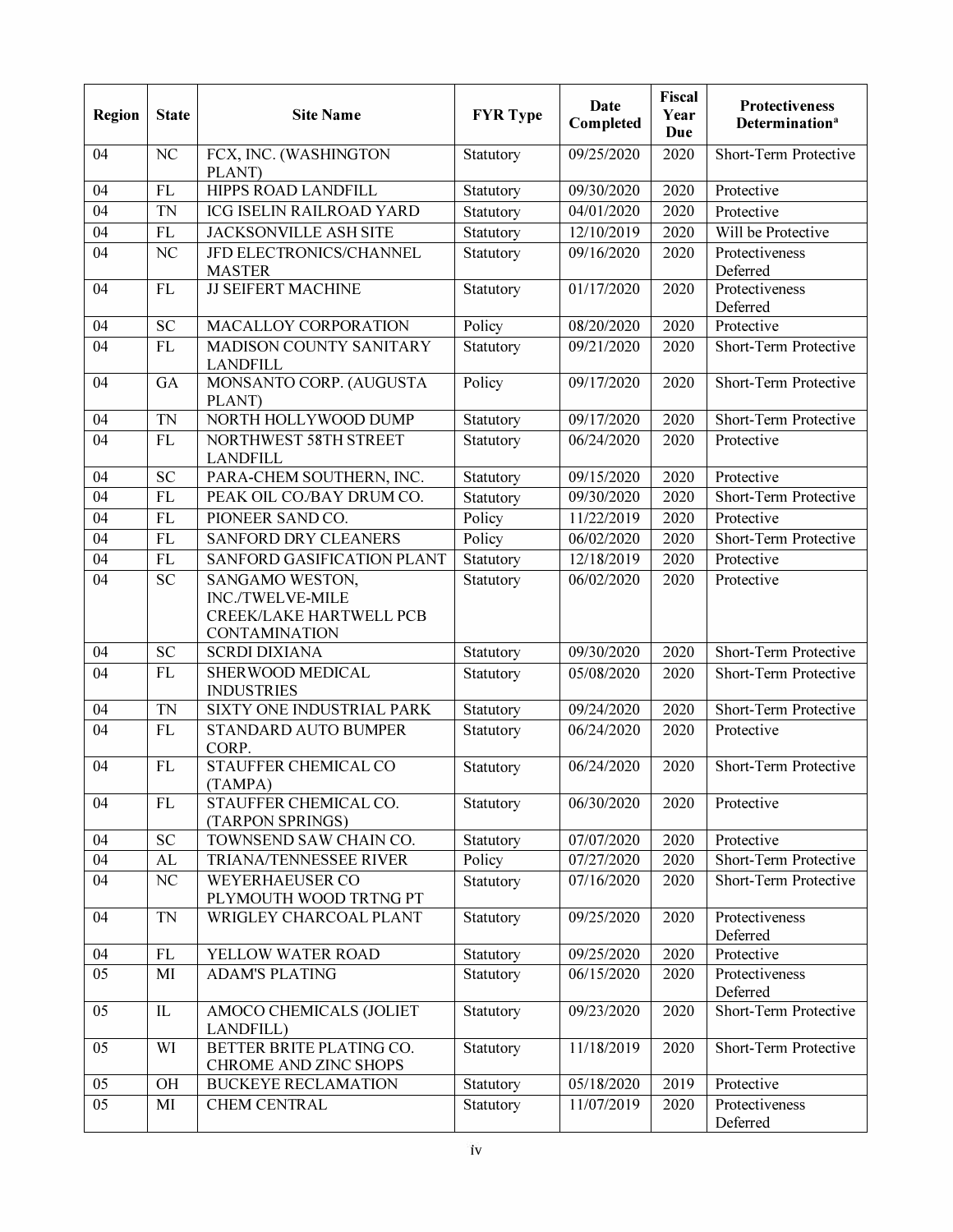| Region | State | Site Name | FYR Type | Date Completed | Fiscal Year Due | Protectiveness Determination[a] |
|---|---|---|---|---|---|---|
| 04 | NC | FCX, INC. (WASHINGTON PLANT) | Statutory | 09/25/2020 | 2020 | Short-Term Protective |
| 04 | FL | HIPPS ROAD LANDFILL | Statutory | 09/30/2020 | 2020 | Protective |
| 04 | TN | ICG ISELIN RAILROAD YARD | Statutory | 04/01/2020 | 2020 | Protective |
| 04 | FL | JACKSONVILLE ASH SITE | Statutory | 12/10/2019 | 2020 | Will be Protective |
| 04 | NC | JFD ELECTRONICS/CHANNEL MASTER | Statutory | 09/16/2020 | 2020 | Protectiveness Deferred |
| 04 | FL | JJ SEIFERT MACHINE | Statutory | 01/17/2020 | 2020 | Protectiveness Deferred |
| 04 | SC | MACALLOY CORPORATION | Policy | 08/20/2020 | 2020 | Protective |
| 04 | FL | MADISON COUNTY SANITARY LANDFILL | Statutory | 09/21/2020 | 2020 | Short-Term Protective |
| 04 | GA | MONSANTO CORP. (AUGUSTA PLANT) | Policy | 09/17/2020 | 2020 | Short-Term Protective |
| 04 | TN | NORTH HOLLYWOOD DUMP | Statutory | 09/17/2020 | 2020 | Short-Term Protective |
| 04 | FL | NORTHWEST 58TH STREET LANDFILL | Statutory | 06/24/2020 | 2020 | Protective |
| 04 | SC | PARA-CHEM SOUTHERN, INC. | Statutory | 09/15/2020 | 2020 | Protective |
| 04 | FL | PEAK OIL CO./BAY DRUM CO. | Statutory | 09/30/2020 | 2020 | Short-Term Protective |
| 04 | FL | PIONEER SAND CO. | Policy | 11/22/2019 | 2020 | Protective |
| 04 | FL | SANFORD DRY CLEANERS | Policy | 06/02/2020 | 2020 | Short-Term Protective |
| 04 | FL | SANFORD GASIFICATION PLANT | Statutory | 12/18/2019 | 2020 | Protective |
| 04 | SC | SANGAMO WESTON, INC./TWELVE-MILE CREEK/LAKE HARTWELL PCB CONTAMINATION | Statutory | 06/02/2020 | 2020 | Protective |
| 04 | SC | SCRDI DIXIANA | Statutory | 09/30/2020 | 2020 | Short-Term Protective |
| 04 | FL | SHERWOOD MEDICAL INDUSTRIES | Statutory | 05/08/2020 | 2020 | Short-Term Protective |
| 04 | TN | SIXTY ONE INDUSTRIAL PARK | Statutory | 09/24/2020 | 2020 | Short-Term Protective |
| 04 | FL | STANDARD AUTO BUMPER CORP. | Statutory | 06/24/2020 | 2020 | Protective |
| 04 | FL | STAUFFER CHEMICAL CO (TAMPA) | Statutory | 06/24/2020 | 2020 | Short-Term Protective |
| 04 | FL | STAUFFER CHEMICAL CO. (TARPON SPRINGS) | Statutory | 06/30/2020 | 2020 | Protective |
| 04 | SC | TOWNSEND SAW CHAIN CO. | Statutory | 07/07/2020 | 2020 | Protective |
| 04 | AL | TRIANA/TENNESSEE RIVER | Policy | 07/27/2020 | 2020 | Short-Term Protective |
| 04 | NC | WEYERHAEUSER CO PLYMOUTH WOOD TRTNG PT | Statutory | 07/16/2020 | 2020 | Short-Term Protective |
| 04 | TN | WRIGLEY CHARCOAL PLANT | Statutory | 09/25/2020 | 2020 | Protectiveness Deferred |
| 04 | FL | YELLOW WATER ROAD | Statutory | 09/25/2020 | 2020 | Protective |
| 05 | MI | ADAM'S PLATING | Statutory | 06/15/2020 | 2020 | Protectiveness Deferred |
| 05 | IL | AMOCO CHEMICALS (JOLIET LANDFILL) | Statutory | 09/23/2020 | 2020 | Short-Term Protective |
| 05 | WI | BETTER BRITE PLATING CO. CHROME AND ZINC SHOPS | Statutory | 11/18/2019 | 2020 | Short-Term Protective |
| 05 | OH | BUCKEYE RECLAMATION | Statutory | 05/18/2020 | 2019 | Protective |
| 05 | MI | CHEM CENTRAL | Statutory | 11/07/2019 | 2020 | Protectiveness Deferred |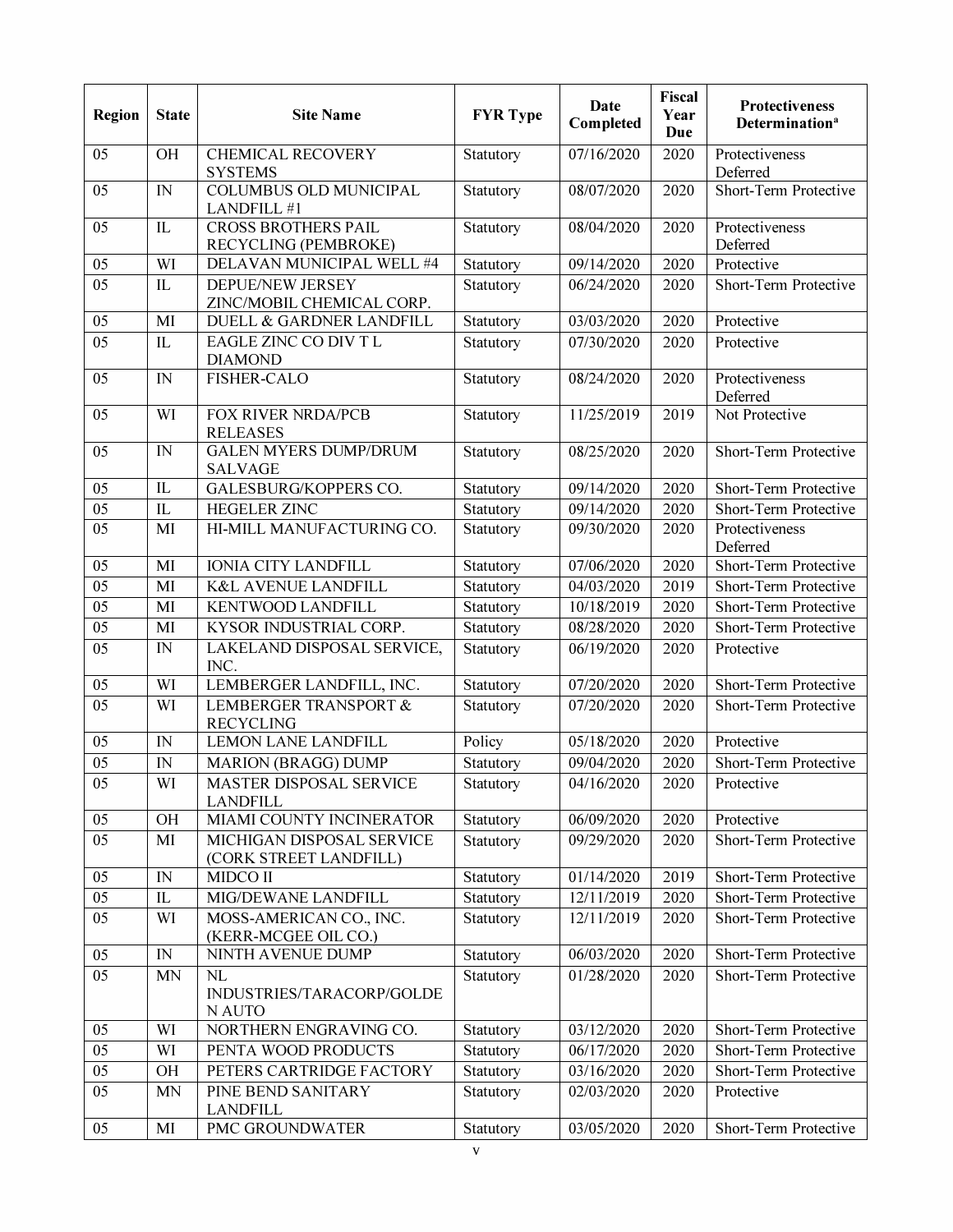| Region | State | Site Name | FYR Type | Date Completed | Fiscal Year Due | Protectiveness Determination[a] |
|---|---|---|---|---|---|---|
| 05 | OH | CHEMICAL RECOVERY SYSTEMS | Statutory | 07/16/2020 | 2020 | Protectiveness Deferred |
| 05 | IN | COLUMBUS OLD MUNICIPAL LANDFILL #1 | Statutory | 08/07/2020 | 2020 | Short-Term Protective |
| 05 | IL | CROSS BROTHERS PAIL RECYCLING (PEMBROKE) | Statutory | 08/04/2020 | 2020 | Protectiveness Deferred |
| 05 | WI | DELAVAN MUNICIPAL WELL #4 | Statutory | 09/14/2020 | 2020 | Protective |
| 05 | IL | DEPUE/NEW JERSEY ZINC/MOBIL CHEMICAL CORP. | Statutory | 06/24/2020 | 2020 | Short-Term Protective |
| 05 | MI | DUELL & GARDNER LANDFILL | Statutory | 03/03/2020 | 2020 | Protective |
| 05 | IL | EAGLE ZINC CO DIV T L DIAMOND | Statutory | 07/30/2020 | 2020 | Protective |
| 05 | IN | FISHER-CALO | Statutory | 08/24/2020 | 2020 | Protectiveness Deferred |
| 05 | WI | FOX RIVER NRDA/PCB RELEASES | Statutory | 11/25/2019 | 2019 | Not Protective |
| 05 | IN | GALEN MYERS DUMP/DRUM SALVAGE | Statutory | 08/25/2020 | 2020 | Short-Term Protective |
| 05 | IL | GALESBURG/KOPPERS CO. | Statutory | 09/14/2020 | 2020 | Short-Term Protective |
| 05 | IL | HEGELER ZINC | Statutory | 09/14/2020 | 2020 | Short-Term Protective |
| 05 | MI | HI-MILL MANUFACTURING CO. | Statutory | 09/30/2020 | 2020 | Protectiveness Deferred |
| 05 | MI | IONIA CITY LANDFILL | Statutory | 07/06/2020 | 2020 | Short-Term Protective |
| 05 | MI | K&L AVENUE LANDFILL | Statutory | 04/03/2020 | 2019 | Short-Term Protective |
| 05 | MI | KENTWOOD LANDFILL | Statutory | 10/18/2019 | 2020 | Short-Term Protective |
| 05 | MI | KYSOR INDUSTRIAL CORP. | Statutory | 08/28/2020 | 2020 | Short-Term Protective |
| 05 | IN | LAKELAND DISPOSAL SERVICE, INC. | Statutory | 06/19/2020 | 2020 | Protective |
| 05 | WI | LEMBERGER LANDFILL, INC. | Statutory | 07/20/2020 | 2020 | Short-Term Protective |
| 05 | WI | LEMBERGER TRANSPORT & RECYCLING | Statutory | 07/20/2020 | 2020 | Short-Term Protective |
| 05 | IN | LEMON LANE LANDFILL | Policy | 05/18/2020 | 2020 | Protective |
| 05 | IN | MARION (BRAGG) DUMP | Statutory | 09/04/2020 | 2020 | Short-Term Protective |
| 05 | WI | MASTER DISPOSAL SERVICE LANDFILL | Statutory | 04/16/2020 | 2020 | Protective |
| 05 | OH | MIAMI COUNTY INCINERATOR | Statutory | 06/09/2020 | 2020 | Protective |
| 05 | MI | MICHIGAN DISPOSAL SERVICE (CORK STREET LANDFILL) | Statutory | 09/29/2020 | 2020 | Short-Term Protective |
| 05 | IN | MIDCO II | Statutory | 01/14/2020 | 2019 | Short-Term Protective |
| 05 | IL | MIG/DEWANE LANDFILL | Statutory | 12/11/2019 | 2020 | Short-Term Protective |
| 05 | WI | MOSS-AMERICAN CO., INC. (KERR-MCGEE OIL CO.) | Statutory | 12/11/2019 | 2020 | Short-Term Protective |
| 05 | IN | NINTH AVENUE DUMP | Statutory | 06/03/2020 | 2020 | Short-Term Protective |
| 05 | MN | NL INDUSTRIES/TARACORP/GOLDEN AUTO | Statutory | 01/28/2020 | 2020 | Short-Term Protective |
| 05 | WI | NORTHERN ENGRAVING CO. | Statutory | 03/12/2020 | 2020 | Short-Term Protective |
| 05 | WI | PENTA WOOD PRODUCTS | Statutory | 06/17/2020 | 2020 | Short-Term Protective |
| 05 | OH | PETERS CARTRIDGE FACTORY | Statutory | 03/16/2020 | 2020 | Short-Term Protective |
| 05 | MN | PINE BEND SANITARY LANDFILL | Statutory | 02/03/2020 | 2020 | Protective |
| 05 | MI | PMC GROUNDWATER | Statutory | 03/05/2020 | 2020 | Short-Term Protective |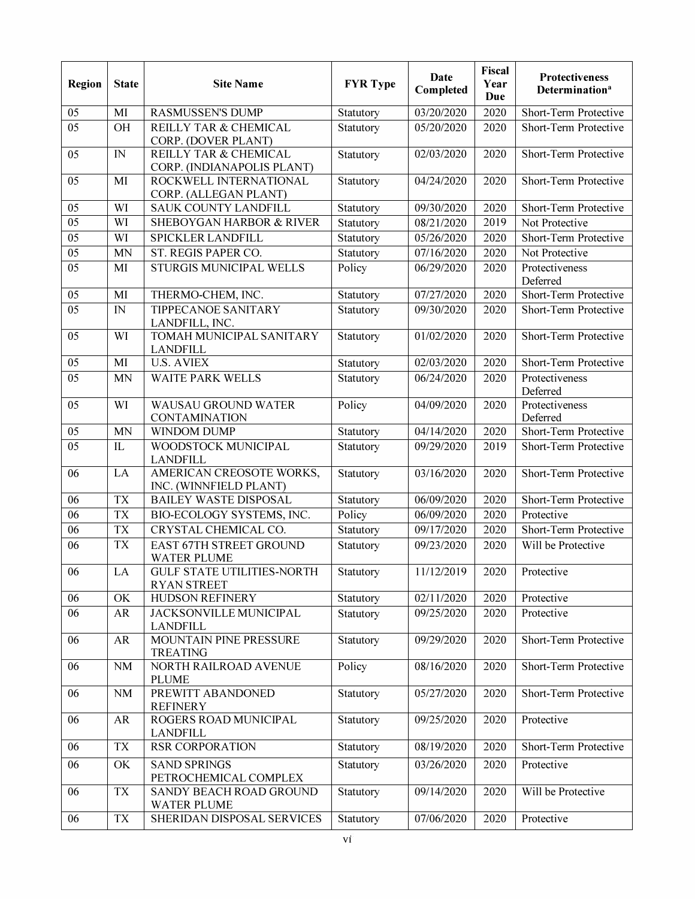| Region | State | Site Name | FYR Type | Date Completed | Fiscal Year Due | Protectiveness Determination[a] |
| --- | --- | --- | --- | --- | --- | --- |
| 05 | MI | RASMUSSEN'S DUMP | Statutory | 03/20/2020 | 2020 | Short-Term Protective |
| 05 | OH | REILLY TAR & CHEMICAL CORP. (DOVER PLANT) | Statutory | 05/20/2020 | 2020 | Short-Term Protective |
| 05 | IN | REILLY TAR & CHEMICAL CORP. (INDIANAPOLIS PLANT) | Statutory | 02/03/2020 | 2020 | Short-Term Protective |
| 05 | MI | ROCKWELL INTERNATIONAL CORP. (ALLEGAN PLANT) | Statutory | 04/24/2020 | 2020 | Short-Term Protective |
| 05 | WI | SAUK COUNTY LANDFILL | Statutory | 09/30/2020 | 2020 | Short-Term Protective |
| 05 | WI | SHEBOYGAN HARBOR & RIVER | Statutory | 08/21/2020 | 2019 | Not Protective |
| 05 | WI | SPICKLER LANDFILL | Statutory | 05/26/2020 | 2020 | Short-Term Protective |
| 05 | MN | ST. REGIS PAPER CO. | Statutory | 07/16/2020 | 2020 | Not Protective |
| 05 | MI | STURGIS MUNICIPAL WELLS | Policy | 06/29/2020 | 2020 | Protectiveness Deferred |
| 05 | MI | THERMO-CHEM, INC. | Statutory | 07/27/2020 | 2020 | Short-Term Protective |
| 05 | IN | TIPPECANOE SANITARY LANDFILL, INC. | Statutory | 09/30/2020 | 2020 | Short-Term Protective |
| 05 | WI | TOMAH MUNICIPAL SANITARY LANDFILL | Statutory | 01/02/2020 | 2020 | Short-Term Protective |
| 05 | MI | U.S. AVIEX | Statutory | 02/03/2020 | 2020 | Short-Term Protective |
| 05 | MN | WAITE PARK WELLS | Statutory | 06/24/2020 | 2020 | Protectiveness Deferred |
| 05 | WI | WAUSAU GROUND WATER CONTAMINATION | Policy | 04/09/2020 | 2020 | Protectiveness Deferred |
| 05 | MN | WINDOM DUMP | Statutory | 04/14/2020 | 2020 | Short-Term Protective |
| 05 | IL | WOODSTOCK MUNICIPAL LANDFILL | Statutory | 09/29/2020 | 2019 | Short-Term Protective |
| 06 | LA | AMERICAN CREOSOTE WORKS, INC. (WINNFIELD PLANT) | Statutory | 03/16/2020 | 2020 | Short-Term Protective |
| 06 | TX | BAILEY WASTE DISPOSAL | Statutory | 06/09/2020 | 2020 | Short-Term Protective |
| 06 | TX | BIO-ECOLOGY SYSTEMS, INC. | Policy | 06/09/2020 | 2020 | Protective |
| 06 | TX | CRYSTAL CHEMICAL CO. | Statutory | 09/17/2020 | 2020 | Short-Term Protective |
| 06 | TX | EAST 67TH STREET GROUND WATER PLUME | Statutory | 09/23/2020 | 2020 | Will be Protective |
| 06 | LA | GULF STATE UTILITIES-NORTH RYAN STREET | Statutory | 11/12/2019 | 2020 | Protective |
| 06 | OK | HUDSON REFINERY | Statutory | 02/11/2020 | 2020 | Protective |
| 06 | AR | JACKSONVILLE MUNICIPAL LANDFILL | Statutory | 09/25/2020 | 2020 | Protective |
| 06 | AR | MOUNTAIN PINE PRESSURE TREATING | Statutory | 09/29/2020 | 2020 | Short-Term Protective |
| 06 | NM | NORTH RAILROAD AVENUE PLUME | Policy | 08/16/2020 | 2020 | Short-Term Protective |
| 06 | NM | PREWITT ABANDONED REFINERY | Statutory | 05/27/2020 | 2020 | Short-Term Protective |
| 06 | AR | ROGERS ROAD MUNICIPAL LANDFILL | Statutory | 09/25/2020 | 2020 | Protective |
| 06 | TX | RSR CORPORATION | Statutory | 08/19/2020 | 2020 | Short-Term Protective |
| 06 | OK | SAND SPRINGS PETROCHEMICAL COMPLEX | Statutory | 03/26/2020 | 2020 | Protective |
| 06 | TX | SANDY BEACH ROAD GROUND WATER PLUME | Statutory | 09/14/2020 | 2020 | Will be Protective |
| 06 | TX | SHERIDAN DISPOSAL SERVICES | Statutory | 07/06/2020 | 2020 | Protective |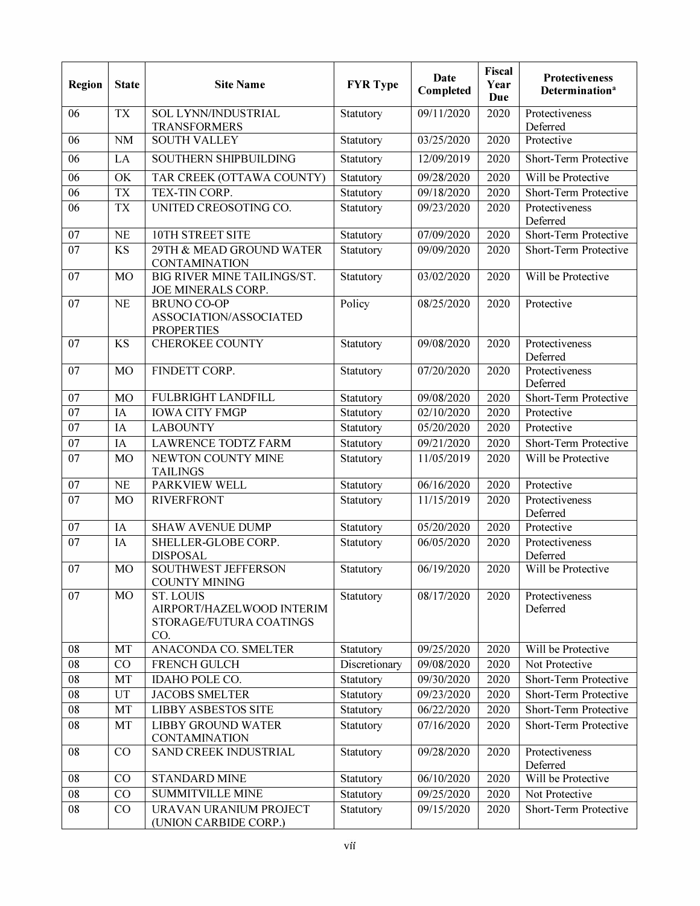| Region | State | Site Name | FYR Type | Date Completed | Fiscal Year Due | Protectiveness Determination[a] |
|---|---|---|---|---|---|---|
| 06 | TX | SOL LYNN/INDUSTRIAL TRANSFORMERS | Statutory | 09/11/2020 | 2020 | Protectiveness Deferred |
| 06 | NM | SOUTH VALLEY | Statutory | 03/25/2020 | 2020 | Protective |
| 06 | LA | SOUTHERN SHIPBUILDING | Statutory | 12/09/2019 | 2020 | Short-Term Protective |
| 06 | OK | TAR CREEK (OTTAWA COUNTY) | Statutory | 09/28/2020 | 2020 | Will be Protective |
| 06 | TX | TEX-TIN CORP. | Statutory | 09/18/2020 | 2020 | Short-Term Protective |
| 06 | TX | UNITED CREOSOTING CO. | Statutory | 09/23/2020 | 2020 | Protectiveness Deferred |
| 07 | NE | 10TH STREET SITE | Statutory | 07/09/2020 | 2020 | Short-Term Protective |
| 07 | KS | 29TH & MEAD GROUND WATER CONTAMINATION | Statutory | 09/09/2020 | 2020 | Short-Term Protective |
| 07 | MO | BIG RIVER MINE TAILINGS/ST. JOE MINERALS CORP. | Statutory | 03/02/2020 | 2020 | Will be Protective |
| 07 | NE | BRUNO CO-OP ASSOCIATION/ASSOCIATED PROPERTIES | Policy | 08/25/2020 | 2020 | Protective |
| 07 | KS | CHEROKEE COUNTY | Statutory | 09/08/2020 | 2020 | Protectiveness Deferred |
| 07 | MO | FINDETT CORP. | Statutory | 07/20/2020 | 2020 | Protectiveness Deferred |
| 07 | MO | FULBRIGHT LANDFILL | Statutory | 09/08/2020 | 2020 | Short-Term Protective |
| 07 | IA | IOWA CITY FMGP | Statutory | 02/10/2020 | 2020 | Protective |
| 07 | IA | LABOUNTY | Statutory | 05/20/2020 | 2020 | Protective |
| 07 | IA | LAWRENCE TODTZ FARM | Statutory | 09/21/2020 | 2020 | Short-Term Protective |
| 07 | MO | NEWTON COUNTY MINE TAILINGS | Statutory | 11/05/2019 | 2020 | Will be Protective |
| 07 | NE | PARKVIEW WELL | Statutory | 06/16/2020 | 2020 | Protective |
| 07 | MO | RIVERFRONT | Statutory | 11/15/2019 | 2020 | Protectiveness Deferred |
| 07 | IA | SHAW AVENUE DUMP | Statutory | 05/20/2020 | 2020 | Protective |
| 07 | IA | SHELLER-GLOBE CORP. DISPOSAL | Statutory | 06/05/2020 | 2020 | Protectiveness Deferred |
| 07 | MO | SOUTHWEST JEFFERSON COUNTY MINING | Statutory | 06/19/2020 | 2020 | Will be Protective |
| 07 | MO | ST. LOUIS AIRPORT/HAZELWOOD INTERIM STORAGE/FUTURA COATINGS CO. | Statutory | 08/17/2020 | 2020 | Protectiveness Deferred |
| 08 | MT | ANACONDA CO. SMELTER | Statutory | 09/25/2020 | 2020 | Will be Protective |
| 08 | CO | FRENCH GULCH | Discretionary | 09/08/2020 | 2020 | Not Protective |
| 08 | MT | IDAHO POLE CO. | Statutory | 09/30/2020 | 2020 | Short-Term Protective |
| 08 | UT | JACOBS SMELTER | Statutory | 09/23/2020 | 2020 | Short-Term Protective |
| 08 | MT | LIBBY ASBESTOS SITE | Statutory | 06/22/2020 | 2020 | Short-Term Protective |
| 08 | MT | LIBBY GROUND WATER CONTAMINATION | Statutory | 07/16/2020 | 2020 | Short-Term Protective |
| 08 | CO | SAND CREEK INDUSTRIAL | Statutory | 09/28/2020 | 2020 | Protectiveness Deferred |
| 08 | CO | STANDARD MINE | Statutory | 06/10/2020 | 2020 | Will be Protective |
| 08 | CO | SUMMITVILLE MINE | Statutory | 09/25/2020 | 2020 | Not Protective |
| 08 | CO | URAVAN URANIUM PROJECT (UNION CARBIDE CORP.) | Statutory | 09/15/2020 | 2020 | Short-Term Protective |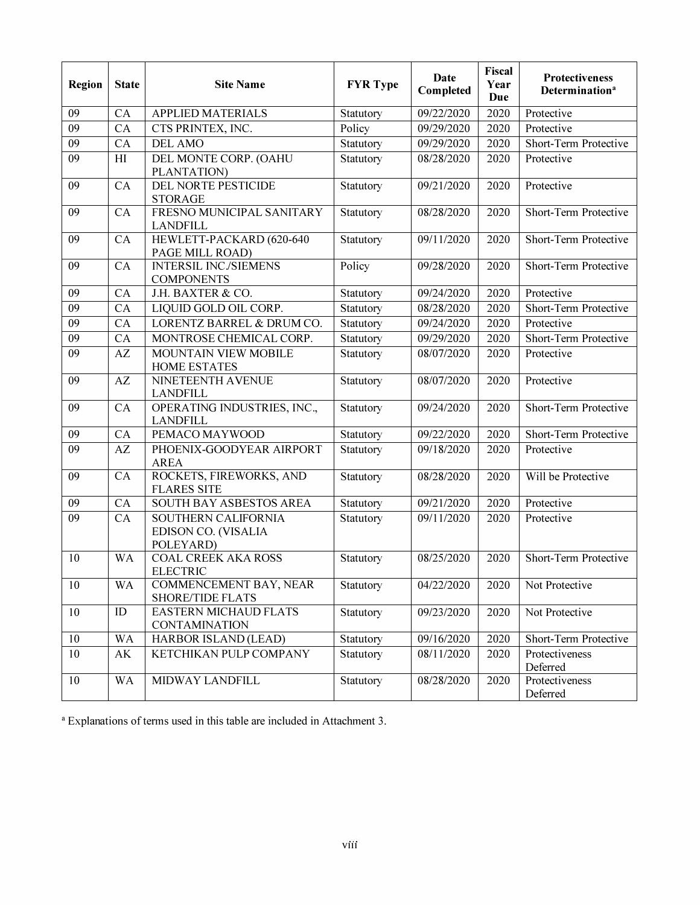| Region | State | Site Name | FYR Type | Date Completed | Fiscal Year Due | Protectiveness Determination[a] |
|---|---|---|---|---|---|---|
| 09 | CA | APPLIED MATERIALS | Statutory | 09/22/2020 | 2020 | Protective |
| 09 | CA | CTS PRINTEX, INC. | Policy | 09/29/2020 | 2020 | Protective |
| 09 | CA | DEL AMO | Statutory | 09/29/2020 | 2020 | Short-Term Protective |
| 09 | HI | DEL MONTE CORP. (OAHU PLANTATION) | Statutory | 08/28/2020 | 2020 | Protective |
| 09 | CA | DEL NORTE PESTICIDE STORAGE | Statutory | 09/21/2020 | 2020 | Protective |
| 09 | CA | FRESNO MUNICIPAL SANITARY LANDFILL | Statutory | 08/28/2020 | 2020 | Short-Term Protective |
| 09 | CA | HEWLETT-PACKARD (620-640 PAGE MILL ROAD) | Statutory | 09/11/2020 | 2020 | Short-Term Protective |
| 09 | CA | INTERSIL INC./SIEMENS COMPONENTS | Policy | 09/28/2020 | 2020 | Short-Term Protective |
| 09 | CA | J.H. BAXTER & CO. | Statutory | 09/24/2020 | 2020 | Protective |
| 09 | CA | LIQUID GOLD OIL CORP. | Statutory | 08/28/2020 | 2020 | Short-Term Protective |
| 09 | CA | LORENTZ BARREL & DRUM CO. | Statutory | 09/24/2020 | 2020 | Protective |
| 09 | CA | MONTROSE CHEMICAL CORP. | Statutory | 09/29/2020 | 2020 | Short-Term Protective |
| 09 | AZ | MOUNTAIN VIEW MOBILE HOME ESTATES | Statutory | 08/07/2020 | 2020 | Protective |
| 09 | AZ | NINETEENTH AVENUE LANDFILL | Statutory | 08/07/2020 | 2020 | Protective |
| 09 | CA | OPERATING INDUSTRIES, INC., LANDFILL | Statutory | 09/24/2020 | 2020 | Short-Term Protective |
| 09 | CA | PEMACO MAYWOOD | Statutory | 09/22/2020 | 2020 | Short-Term Protective |
| 09 | AZ | PHOENIX-GOODYEAR AIRPORT AREA | Statutory | 09/18/2020 | 2020 | Protective |
| 09 | CA | ROCKETS, FIREWORKS, AND FLARES SITE | Statutory | 08/28/2020 | 2020 | Will be Protective |
| 09 | CA | SOUTH BAY ASBESTOS AREA | Statutory | 09/21/2020 | 2020 | Protective |
| 09 | CA | SOUTHERN CALIFORNIA EDISON CO. (VISALIA POLEYARD) | Statutory | 09/11/2020 | 2020 | Protective |
| 10 | WA | COAL CREEK AKA ROSS ELECTRIC | Statutory | 08/25/2020 | 2020 | Short-Term Protective |
| 10 | WA | COMMENCEMENT BAY, NEAR SHORE/TIDE FLATS | Statutory | 04/22/2020 | 2020 | Not Protective |
| 10 | ID | EASTERN MICHAUD FLATS CONTAMINATION | Statutory | 09/23/2020 | 2020 | Not Protective |
| 10 | WA | HARBOR ISLAND (LEAD) | Statutory | 09/16/2020 | 2020 | Short-Term Protective |
| 10 | AK | KETCHIKAN PULP COMPANY | Statutory | 08/11/2020 | 2020 | Protectiveness Deferred |
| 10 | WA | MIDWAY LANDFILL | Statutory | 08/28/2020 | 2020 | Protectiveness Deferred |

[a] Explanations of terms used in this table are included in Attachment 3.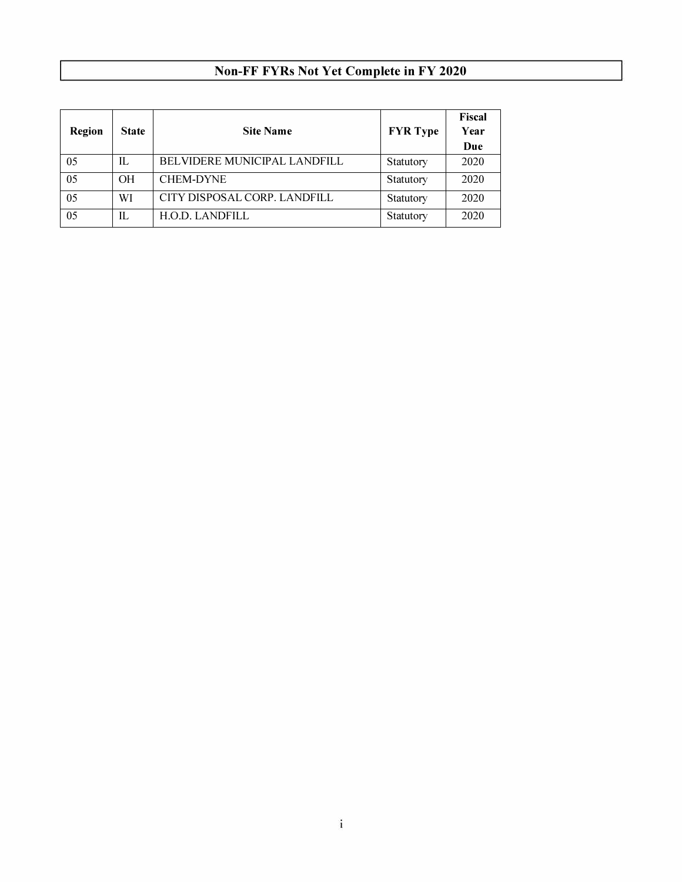# Non-FF FYRs Not Yet Complete in FY 2020

| Region | State | Site Name | FYR Type | Fiscal Year Due |
|---|---|---|---|---|
| 05 | IL | BELVIDERE MUNICIPAL LANDFILL | Statutory | 2020 |
| 05 | OH | CHEM-DYNE | Statutory | 2020 |
| 05 | WI | CITY DISPOSAL CORP. LANDFILL | Statutory | 2020 |
| 05 | IL | H.O.D. LANDFILL | Statutory | 2020 |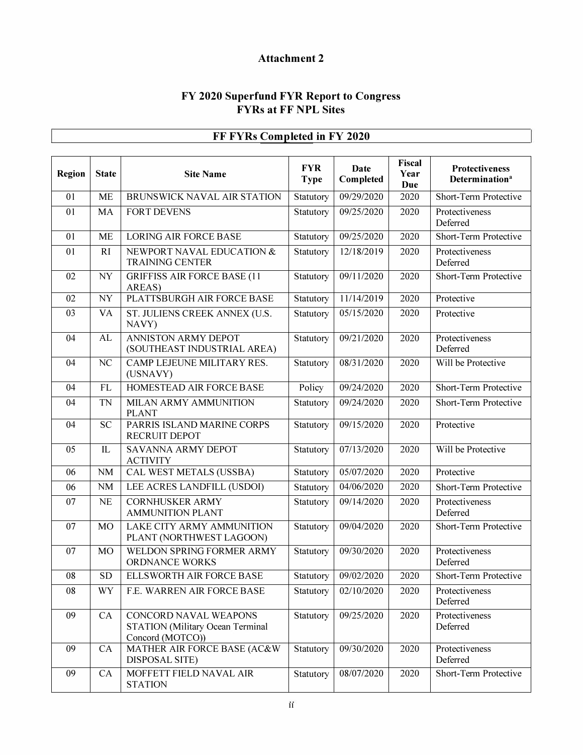# Attachment 2

## FY 2020 Superfund FYR Report to Congress
## FYRs at FF NPL Sites

### FF FYRs Completed in FY 2020

| Region | State | Site Name | FYR Type | Date Completed | Fiscal Year Due | Protectiveness Determination[a] |
|---|---|---|---|---|---|---|
| 01 | ME | BRUNSWICK NAVAL AIR STATION | Statutory | 09/29/2020 | 2020 | Short-Term Protective |
| 01 | MA | FORT DEVENS | Statutory | 09/25/2020 | 2020 | Protectiveness Deferred |
| 01 | ME | LORING AIR FORCE BASE | Statutory | 09/25/2020 | 2020 | Short-Term Protective |
| 01 | RI | NEWPORT NAVAL EDUCATION & TRAINING CENTER | Statutory | 12/18/2019 | 2020 | Protectiveness Deferred |
| 02 | NY | GRIFFISS AIR FORCE BASE (11 AREAS) | Statutory | 09/11/2020 | 2020 | Short-Term Protective |
| 02 | NY | PLATTSBURGH AIR FORCE BASE | Statutory | 11/14/2019 | 2020 | Protective |
| 03 | VA | ST. JULIENS CREEK ANNEX (U.S. NAVY) | Statutory | 05/15/2020 | 2020 | Protective |
| 04 | AL | ANNISTON ARMY DEPOT (SOUTHEAST INDUSTRIAL AREA) | Statutory | 09/21/2020 | 2020 | Protectiveness Deferred |
| 04 | NC | CAMP LEJEUNE MILITARY RES. (USNAVY) | Statutory | 08/31/2020 | 2020 | Will be Protective |
| 04 | FL | HOMESTEAD AIR FORCE BASE | Policy | 09/24/2020 | 2020 | Short-Term Protective |
| 04 | TN | MILAN ARMY AMMUNITION PLANT | Statutory | 09/24/2020 | 2020 | Short-Term Protective |
| 04 | SC | PARRIS ISLAND MARINE CORPS RECRUIT DEPOT | Statutory | 09/15/2020 | 2020 | Protective |
| 05 | IL | SAVANNA ARMY DEPOT ACTIVITY | Statutory | 07/13/2020 | 2020 | Will be Protective |
| 06 | NM | CAL WEST METALS (USSBA) | Statutory | 05/07/2020 | 2020 | Protective |
| 06 | NM | LEE ACRES LANDFILL (USDOI) | Statutory | 04/06/2020 | 2020 | Short-Term Protective |
| 07 | NE | CORNHUSKER ARMY AMMUNITION PLANT | Statutory | 09/14/2020 | 2020 | Protectiveness Deferred |
| 07 | MO | LAKE CITY ARMY AMMUNITION PLANT (NORTHWEST LAGOON) | Statutory | 09/04/2020 | 2020 | Short-Term Protective |
| 07 | MO | WELDON SPRING FORMER ARMY ORDNANCE WORKS | Statutory | 09/30/2020 | 2020 | Protectiveness Deferred |
| 08 | SD | ELLSWORTH AIR FORCE BASE | Statutory | 09/02/2020 | 2020 | Short-Term Protective |
| 08 | WY | F.E. WARREN AIR FORCE BASE | Statutory | 02/10/2020 | 2020 | Protectiveness Deferred |
| 09 | CA | CONCORD NAVAL WEAPONS STATION (Military Ocean Terminal Concord (MOTCO)) | Statutory | 09/25/2020 | 2020 | Protectiveness Deferred |
| 09 | CA | MATHER AIR FORCE BASE (AC&W DISPOSAL SITE) | Statutory | 09/30/2020 | 2020 | Protectiveness Deferred |
| 09 | CA | MOFFETT FIELD NAVAL AIR STATION | Statutory | 08/07/2020 | 2020 | Short-Term Protective |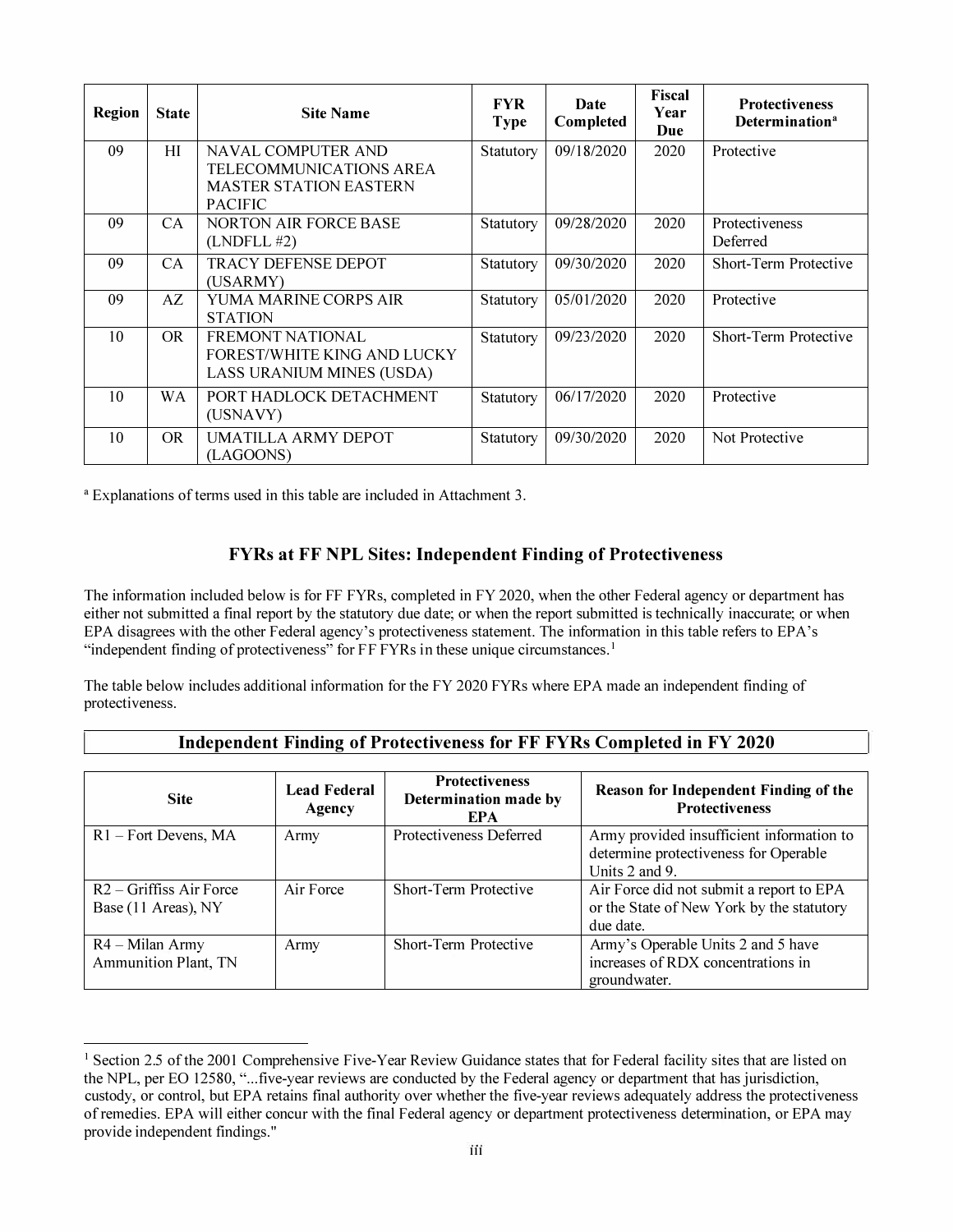| Region | State | Site Name | FYR Type | Date Completed | Fiscal Year Due | Protectiveness Determination[a] |
|---|---|---|---|---|---|---|
| 09 | HI | NAVAL COMPUTER AND TELECOMMUNICATIONS AREA MASTER STATION EASTERN PACIFIC | Statutory | 09/18/2020 | 2020 | Protective |
| 09 | CA | NORTON AIR FORCE BASE (LNDFLL #2) | Statutory | 09/28/2020 | 2020 | Protectiveness Deferred |
| 09 | CA | TRACY DEFENSE DEPOT (USARMY) | Statutory | 09/30/2020 | 2020 | Short-Term Protective |
| 09 | AZ | YUMA MARINE CORPS AIR STATION | Statutory | 05/01/2020 | 2020 | Protective |
| 10 | OR | FREMONT NATIONAL FOREST/WHITE KING AND LUCKY LASS URANIUM MINES (USDA) | Statutory | 09/23/2020 | 2020 | Short-Term Protective |
| 10 | WA | PORT HADLOCK DETACHMENT (USNAVY) | Statutory | 06/17/2020 | 2020 | Protective |
| 10 | OR | UMATILLA ARMY DEPOT (LAGOONS) | Statutory | 09/30/2020 | 2020 | Not Protective |

[a] Explanations of terms used in this table are included in Attachment 3.

## FYRs at FF NPL Sites: Independent Finding of Protectiveness

The information included below is for FF FYRs, completed in FY 2020, when the other Federal agency or department has either not submitted a final report by the statutory due date; or when the report submitted is technically inaccurate; or when EPA disagrees with the other Federal agency's protectiveness statement. The information in this table refers to EPA's "independent finding of protectiveness" for FF FYRs in these unique circumstances.[1]

The table below includes additional information for the FY 2020 FYRs where EPA made an independent finding of protectiveness.

### Independent Finding of Protectiveness for FF FYRs Completed in FY 2020

| Site | Lead Federal Agency | Protectiveness Determination made by EPA | Reason for Independent Finding of the Protectiveness |
|---|---|---|---|
| R1 – Fort Devens, MA | Army | Protectiveness Deferred | Army provided insufficient information to determine protectiveness for Operable Units 2 and 9. |
| R2 – Griffiss Air Force Base (11 Areas), NY | Air Force | Short-Term Protective | Air Force did not submit a report to EPA or the State of New York by the statutory due date. |
| R4 – Milan Army Ammunition Plant, TN | Army | Short-Term Protective | Army's Operable Units 2 and 5 have increases of RDX concentrations in groundwater. |

[1] Section 2.5 of the 2001 Comprehensive Five-Year Review Guidance states that for Federal facility sites that are listed on the NPL, per EO 12580, "...five-year reviews are conducted by the Federal agency or department that has jurisdiction, custody, or control, but EPA retains final authority over whether the five-year reviews adequately address the protectiveness of remedies. EPA will either concur with the final Federal agency or department protectiveness determination, or EPA may provide independent findings."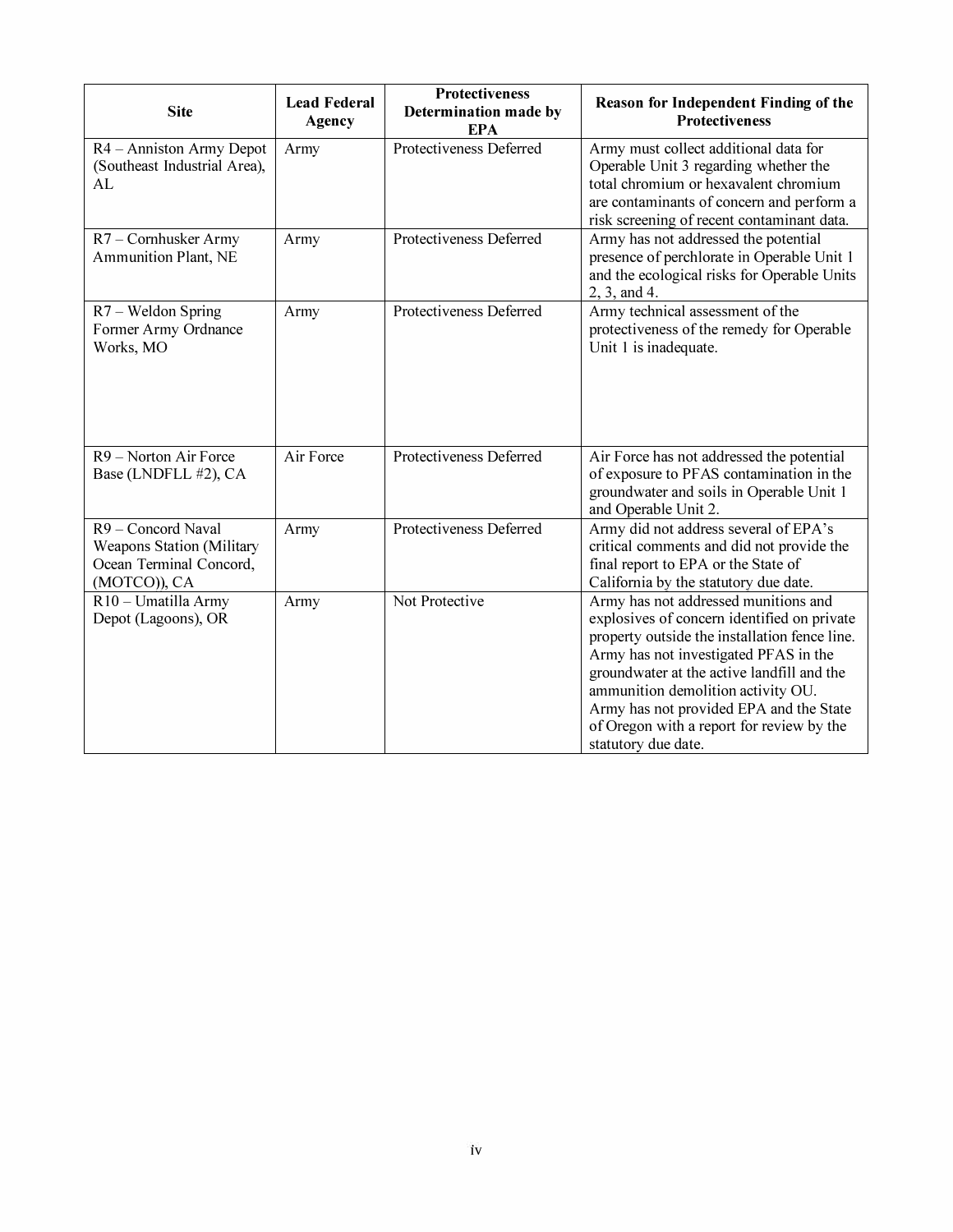| Site | Lead Federal Agency | Protectiveness Determination made by EPA | Reason for Independent Finding of the Protectiveness |
|---|---|---|---|
| R4 – Anniston Army Depot (Southeast Industrial Area), AL | Army | Protectiveness Deferred | Army must collect additional data for Operable Unit 3 regarding whether the total chromium or hexavalent chromium are contaminants of concern and perform a risk screening of recent contaminant data. |
| R7 – Cornhusker Army Ammunition Plant, NE | Army | Protectiveness Deferred | Army has not addressed the potential presence of perchlorate in Operable Unit 1 and the ecological risks for Operable Units 2, 3, and 4. |
| R7 – Weldon Spring Former Army Ordnance Works, MO | Army | Protectiveness Deferred | Army technical assessment of the protectiveness of the remedy for Operable Unit 1 is inadequate. |
| R9 – Norton Air Force Base (LNDFLL #2), CA | Air Force | Protectiveness Deferred | Air Force has not addressed the potential of exposure to PFAS contamination in the groundwater and soils in Operable Unit 1 and Operable Unit 2. |
| R9 – Concord Naval Weapons Station (Military Ocean Terminal Concord, (MOTCO)), CA | Army | Protectiveness Deferred | Army did not address several of EPA's critical comments and did not provide the final report to EPA or the State of California by the statutory due date. |
| R10 – Umatilla Army Depot (Lagoons), OR | Army | Not Protective | Army has not addressed munitions and explosives of concern identified on private property outside the installation fence line. Army has not investigated PFAS in the groundwater at the active landfill and the ammunition demolition activity OU. Army has not provided EPA and the State of Oregon with a report for review by the statutory due date. |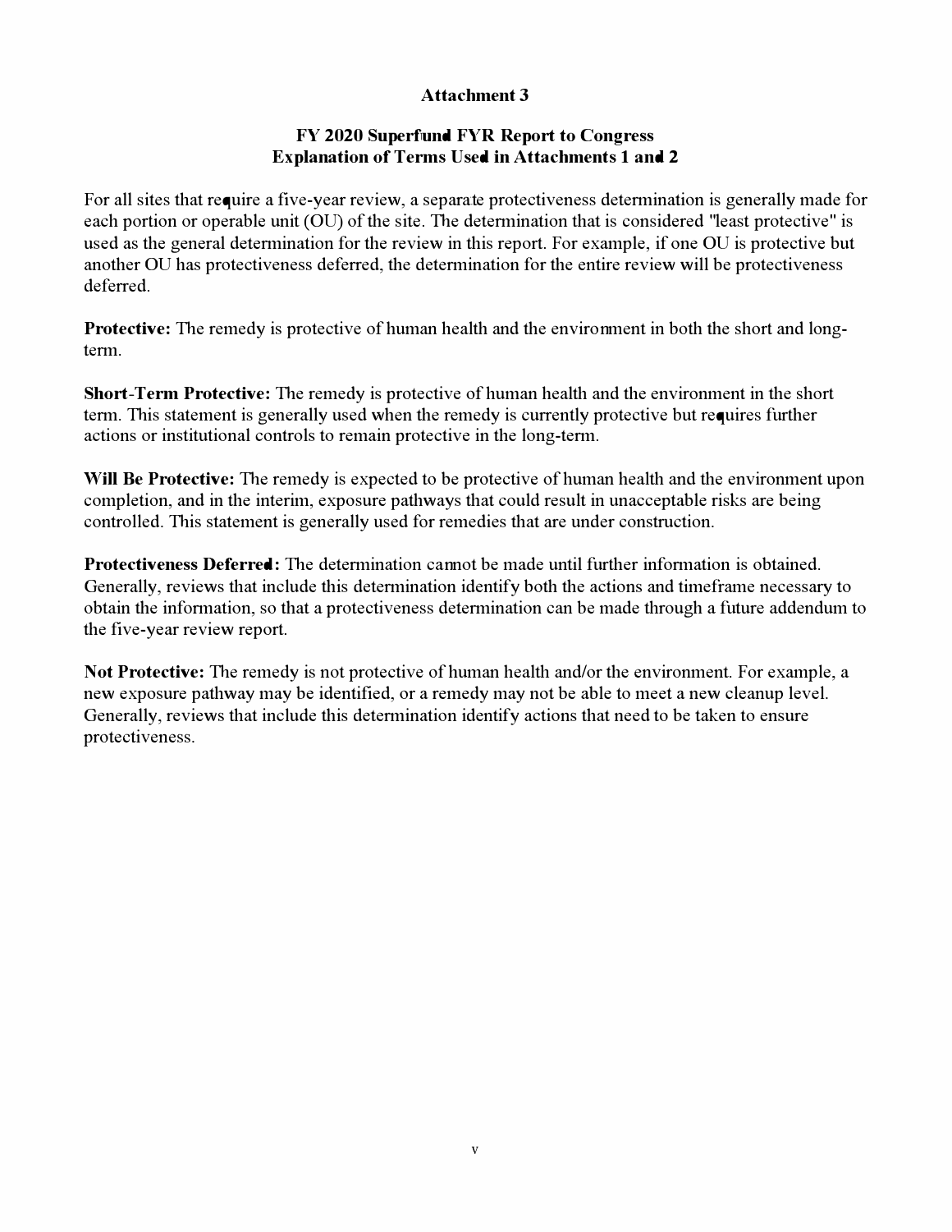# Attachment 3

## FY 2020 Superfund FYR Report to Congress
## Explanation of Terms Used in Attachments 1 and 2

For all sites that require a five-year review, a separate protectiveness determination is generally made for each portion or operable unit (OU) of the site. The determination that is considered "least protective" is used as the general determination for the review in this report. For example, if one OU is protective but another OU has protectiveness deferred, the determination for the entire review will be protectiveness deferred.

**Protective:** The remedy is protective of human health and the environment in both the short and long-term.

**Short-Term Protective:** The remedy is protective of human health and the environment in the short term. This statement is generally used when the remedy is currently protective but requires further actions or institutional controls to remain protective in the long-term.

**Will Be Protective:** The remedy is expected to be protective of human health and the environment upon completion, and in the interim, exposure pathways that could result in unacceptable risks are being controlled. This statement is generally used for remedies that are under construction.

**Protectiveness Deferred:** The determination cannot be made until further information is obtained. Generally, reviews that include this determination identify both the actions and timeframe necessary to obtain the information, so that a protectiveness determination can be made through a future addendum to the five-year review report.

**Not Protective:** The remedy is not protective of human health and/or the environment. For example, a new exposure pathway may be identified, or a remedy may not be able to meet a new cleanup level. Generally, reviews that include this determination identify actions that need to be taken to ensure protectiveness.